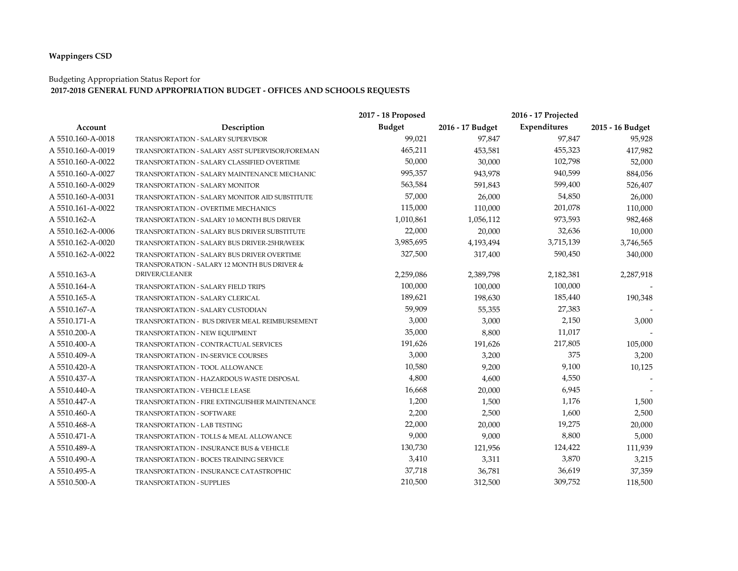**Wappingers CSD**

Budgeting Appropriation Status Report for
**2017-2018 GENERAL FUND APPROPRIATION BUDGET - OFFICES AND SCHOOLS REQUESTS**

| Account | Description | 2017 - 18 Proposed Budget | 2016 - 17 Budget | 2016 - 17 Projected Expenditures | 2015 - 16 Budget |
|---|---|---|---|---|---|
| A 5510.160-A-0018 | TRANSPORTATION - SALARY SUPERVISOR | 99,021 | 97,847 | 97,847 | 95,928 |
| A 5510.160-A-0019 | TRANSPORTATION - SALARY ASST SUPERVISOR/FOREMAN | 465,211 | 453,581 | 455,323 | 417,982 |
| A 5510.160-A-0022 | TRANSPORTATION - SALARY CLASSIFIED OVERTIME | 50,000 | 30,000 | 102,798 | 52,000 |
| A 5510.160-A-0027 | TRANSPORTATION - SALARY MAINTENANCE MECHANIC | 995,357 | 943,978 | 940,599 | 884,056 |
| A 5510.160-A-0029 | TRANSPORTATION - SALARY MONITOR | 563,584 | 591,843 | 599,400 | 526,407 |
| A 5510.160-A-0031 | TRANSPORTATION - SALARY MONITOR AID SUBSTITUTE | 57,000 | 26,000 | 54,850 | 26,000 |
| A 5510.161-A-0022 | TRANSPORTATION - OVERTIME MECHANICS | 115,000 | 110,000 | 201,078 | 110,000 |
| A 5510.162-A | TRANSPORTATION - SALARY 10 MONTH BUS DRIVER | 1,010,861 | 1,056,112 | 973,593 | 982,468 |
| A 5510.162-A-0006 | TRANSPORTATION - SALARY BUS DRIVER SUBSTITUTE | 22,000 | 20,000 | 32,636 | 10,000 |
| A 5510.162-A-0020 | TRANSPORTATION - SALARY BUS DRIVER-25HR/WEEK | 3,985,695 | 4,193,494 | 3,715,139 | 3,746,565 |
| A 5510.162-A-0022 | TRANSPORTATION - SALARY BUS DRIVER OVERTIME | 327,500 | 317,400 | 590,450 | 340,000 |
| A 5510.163-A | TRANSPORATION - SALARY 12 MONTH BUS DRIVER & DRIVER/CLEANER | 2,259,086 | 2,389,798 | 2,182,381 | 2,287,918 |
| A 5510.164-A | TRANSPORTATION - SALARY FIELD TRIPS | 100,000 | 100,000 | 100,000 | - |
| A 5510.165-A | TRANSPORTATION - SALARY CLERICAL | 189,621 | 198,630 | 185,440 | 190,348 |
| A 5510.167-A | TRANSPORTATION - SALARY CUSTODIAN | 59,909 | 55,355 | 27,383 | - |
| A 5510.171-A | TRANSPORTATION - BUS DRIVER MEAL REIMBURSEMENT | 3,000 | 3,000 | 2,150 | 3,000 |
| A 5510.200-A | TRANSPORTATION - NEW EQUIPMENT | 35,000 | 8,800 | 11,017 | - |
| A 5510.400-A | TRANSPORTATION - CONTRACTUAL SERVICES | 191,626 | 191,626 | 217,805 | 105,000 |
| A 5510.409-A | TRANSPORTATION - IN-SERVICE COURSES | 3,000 | 3,200 | 375 | 3,200 |
| A 5510.420-A | TRANSPORTATION - TOOL ALLOWANCE | 10,580 | 9,200 | 9,100 | 10,125 |
| A 5510.437-A | TRANSPORTATION - HAZARDOUS WASTE DISPOSAL | 4,800 | 4,600 | 4,550 | - |
| A 5510.440-A | TRANSPORTATION - VEHICLE LEASE | 16,668 | 20,000 | 6,945 | - |
| A 5510.447-A | TRANSPORTATION - FIRE EXTINGUISHER MAINTENANCE | 1,200 | 1,500 | 1,176 | 1,500 |
| A 5510.460-A | TRANSPORTATION - SOFTWARE | 2,200 | 2,500 | 1,600 | 2,500 |
| A 5510.468-A | TRANSPORTATION - LAB TESTING | 22,000 | 20,000 | 19,275 | 20,000 |
| A 5510.471-A | TRANSPORTATION - TOLLS & MEAL ALLOWANCE | 9,000 | 9,000 | 8,800 | 5,000 |
| A 5510.489-A | TRANSPORTATION - INSURANCE BUS & VEHICLE | 130,730 | 121,956 | 124,422 | 111,939 |
| A 5510.490-A | TRANSPORTATION - BOCES TRAINING SERVICE | 3,410 | 3,311 | 3,870 | 3,215 |
| A 5510.495-A | TRANSPORTATION - INSURANCE CATASTROPHIC | 37,718 | 36,781 | 36,619 | 37,359 |
| A 5510.500-A | TRANSPORTATION - SUPPLIES | 210,500 | 312,500 | 309,752 | 118,500 |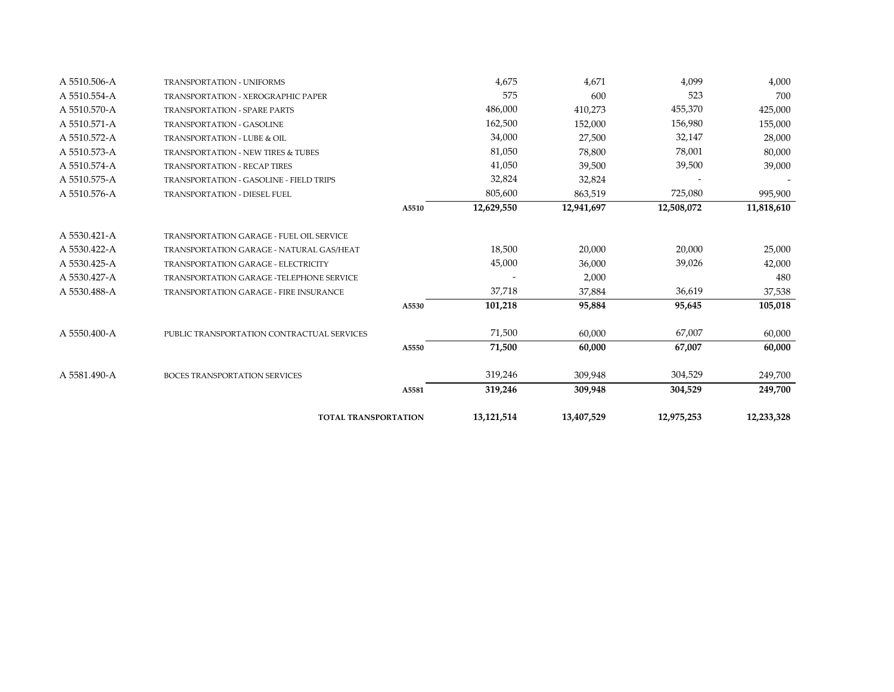| | | | | | | |
|---|---|---|---|---|---|---|
| A 5510.506-A | TRANSPORTATION - UNIFORMS | | 4,675 | 4,671 | 4,099 | 4,000 |
| A 5510.554-A | TRANSPORTATION - XEROGRAPHIC PAPER | | 575 | 600 | 523 | 700 |
| A 5510.570-A | TRANSPORTATION - SPARE PARTS | | 486,000 | 410,273 | 455,370 | 425,000 |
| A 5510.571-A | TRANSPORTATION - GASOLINE | | 162,500 | 152,000 | 156,980 | 155,000 |
| A 5510.572-A | TRANSPORTATION - LUBE & OIL | | 34,000 | 27,500 | 32,147 | 28,000 |
| A 5510.573-A | TRANSPORTATION - NEW TIRES & TUBES | | 81,050 | 78,800 | 78,001 | 80,000 |
| A 5510.574-A | TRANSPORTATION - RECAP TIRES | | 41,050 | 39,500 | 39,500 | 39,000 |
| A 5510.575-A | TRANSPORTATION - GASOLINE - FIELD TRIPS | | 32,824 | 32,824 | - | - |
| A 5510.576-A | TRANSPORTATION - DIESEL FUEL | | 805,600 | 863,519 | 725,080 | 995,900 |
| | | **A5510** | **12,629,550** | **12,941,697** | **12,508,072** | **11,818,610** |
| A 5530.421-A | TRANSPORTATION GARAGE - FUEL OIL SERVICE | | | | | |
| A 5530.422-A | TRANSPORTATION GARAGE - NATURAL GAS/HEAT | | 18,500 | 20,000 | 20,000 | 25,000 |
| A 5530.425-A | TRANSPORTATION GARAGE - ELECTRICITY | | 45,000 | 36,000 | 39,026 | 42,000 |
| A 5530.427-A | TRANSPORTATION GARAGE -TELEPHONE SERVICE | | - | 2,000 | | 480 |
| A 5530.488-A | TRANSPORTATION GARAGE - FIRE INSURANCE | | 37,718 | 37,884 | 36,619 | 37,538 |
| | | **A5530** | **101,218** | **95,884** | **95,645** | **105,018** |
| A 5550.400-A | PUBLIC TRANSPORTATION CONTRACTUAL SERVICES | | 71,500 | 60,000 | 67,007 | 60,000 |
| | | **A5550** | **71,500** | **60,000** | **67,007** | **60,000** |
| A 5581.490-A | BOCES TRANSPORTATION SERVICES | | 319,246 | 309,948 | 304,529 | 249,700 |
| | | **A5581** | **319,246** | **309,948** | **304,529** | **249,700** |
| | | **TOTAL TRANSPORTATION** | **13,121,514** | **13,407,529** | **12,975,253** | **12,233,328** |